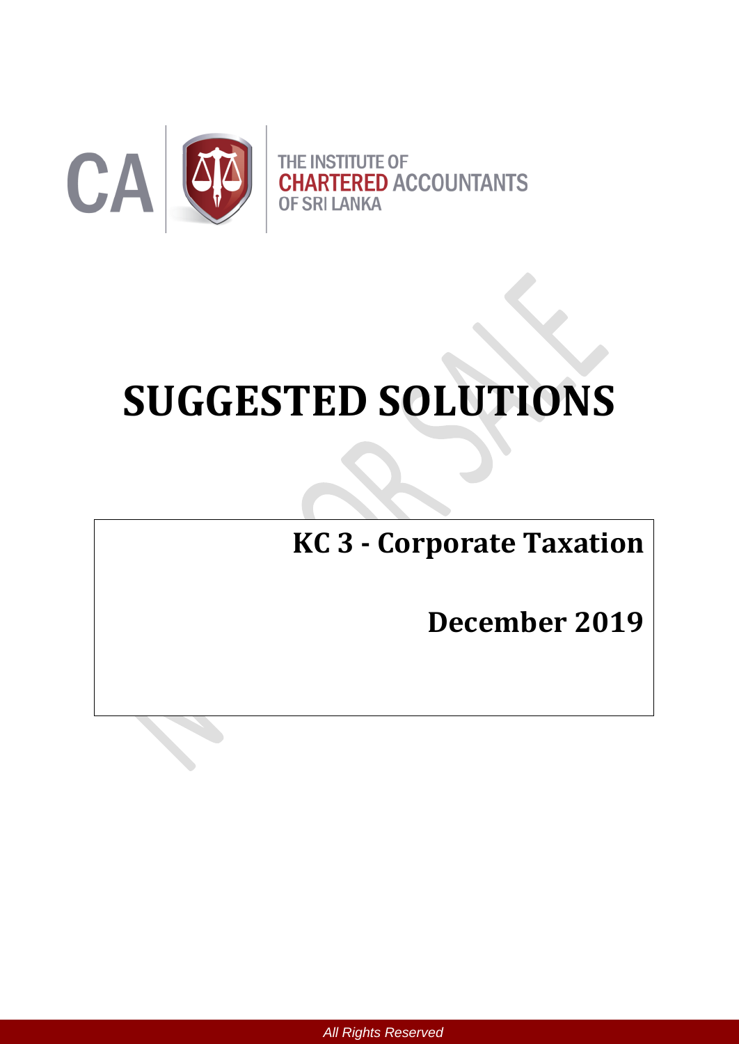CA THE INSTITUTE OF CHARTERED ACCOUNTANTS OF SRI LANKA

# SUGGESTED SOLUTIONS

## KC 3 - Corporate Taxation

## December 2019

*All Rights Reserved*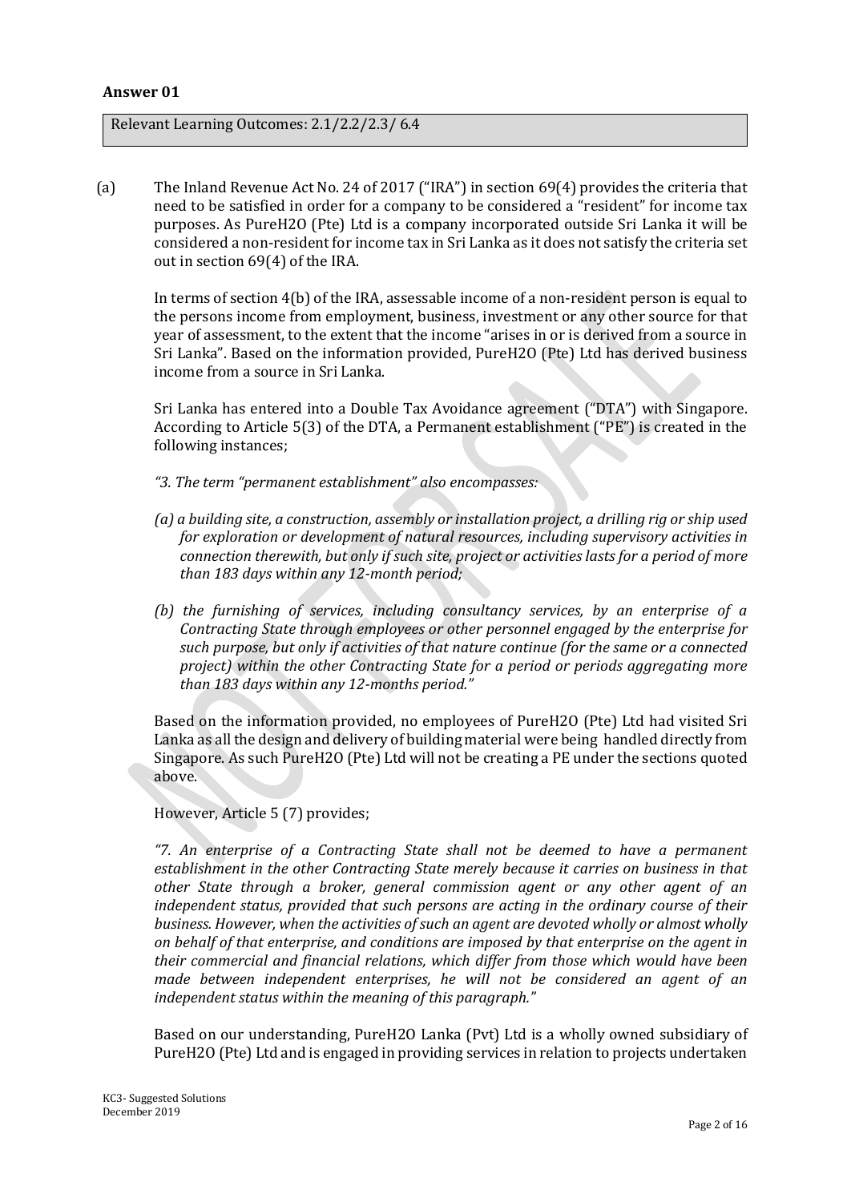**Answer 01**

Relevant Learning Outcomes: 2.1/2.2/2.3/ 6.4

(a) The Inland Revenue Act No. 24 of 2017 ("IRA") in section 69(4) provides the criteria that need to be satisfied in order for a company to be considered a "resident" for income tax purposes. As PureH2O (Pte) Ltd is a company incorporated outside Sri Lanka it will be considered a non-resident for income tax in Sri Lanka as it does not satisfy the criteria set out in section 69(4) of the IRA.

In terms of section 4(b) of the IRA, assessable income of a non-resident person is equal to the persons income from employment, business, investment or any other source for that year of assessment, to the extent that the income "arises in or is derived from a source in Sri Lanka". Based on the information provided, PureH2O (Pte) Ltd has derived business income from a source in Sri Lanka.

Sri Lanka has entered into a Double Tax Avoidance agreement ("DTA") with Singapore. According to Article 5(3) of the DTA, a Permanent establishment ("PE") is created in the following instances;

*"3. The term "permanent establishment" also encompasses:*

*(a) a building site, a construction, assembly or installation project, a drilling rig or ship used for exploration or development of natural resources, including supervisory activities in connection therewith, but only if such site, project or activities lasts for a period of more than 183 days within any 12-month period;*

*(b) the furnishing of services, including consultancy services, by an enterprise of a Contracting State through employees or other personnel engaged by the enterprise for such purpose, but only if activities of that nature continue (for the same or a connected project) within the other Contracting State for a period or periods aggregating more than 183 days within any 12-months period."*

Based on the information provided, no employees of PureH2O (Pte) Ltd had visited Sri Lanka as all the design and delivery of building material were being handled directly from Singapore. As such PureH2O (Pte) Ltd will not be creating a PE under the sections quoted above.

However, Article 5 (7) provides;

*"7. An enterprise of a Contracting State shall not be deemed to have a permanent establishment in the other Contracting State merely because it carries on business in that other State through a broker, general commission agent or any other agent of an independent status, provided that such persons are acting in the ordinary course of their business. However, when the activities of such an agent are devoted wholly or almost wholly on behalf of that enterprise, and conditions are imposed by that enterprise on the agent in their commercial and financial relations, which differ from those which would have been made between independent enterprises, he will not be considered an agent of an independent status within the meaning of this paragraph."*

Based on our understanding, PureH2O Lanka (Pvt) Ltd is a wholly owned subsidiary of PureH2O (Pte) Ltd and is engaged in providing services in relation to projects undertaken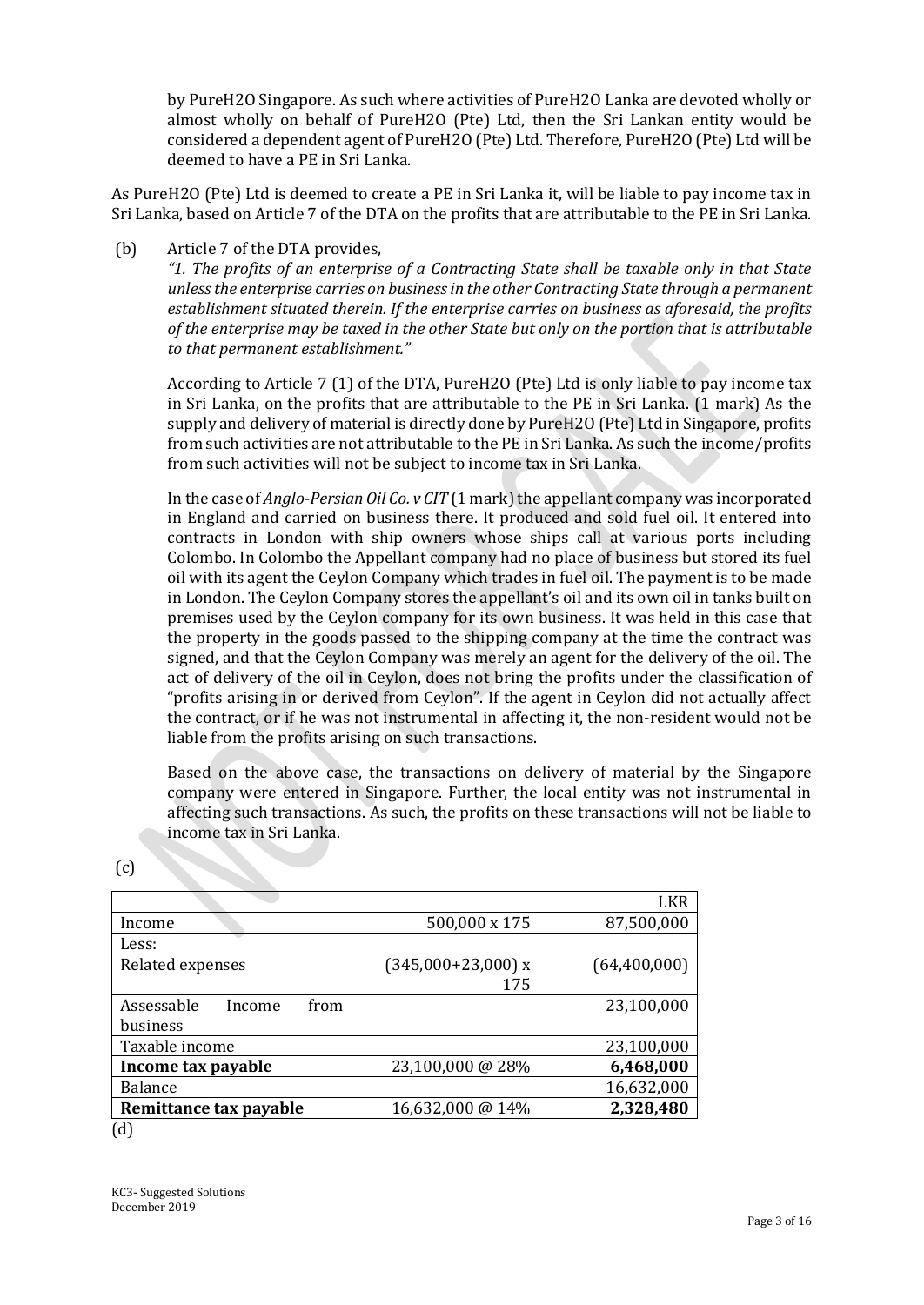by PureH2O Singapore. As such where activities of PureH2O Lanka are devoted wholly or almost wholly on behalf of PureH2O (Pte) Ltd, then the Sri Lankan entity would be considered a dependent agent of PureH2O (Pte) Ltd. Therefore, PureH2O (Pte) Ltd will be deemed to have a PE in Sri Lanka.

As PureH2O (Pte) Ltd is deemed to create a PE in Sri Lanka it, will be liable to pay income tax in Sri Lanka, based on Article 7 of the DTA on the profits that are attributable to the PE in Sri Lanka.

(b) Article 7 of the DTA provides,

*"1. The profits of an enterprise of a Contracting State shall be taxable only in that State unless the enterprise carries on business in the other Contracting State through a permanent establishment situated therein. If the enterprise carries on business as aforesaid, the profits of the enterprise may be taxed in the other State but only on the portion that is attributable to that permanent establishment."*

According to Article 7 (1) of the DTA, PureH2O (Pte) Ltd is only liable to pay income tax in Sri Lanka, on the profits that are attributable to the PE in Sri Lanka. (1 mark) As the supply and delivery of material is directly done by PureH2O (Pte) Ltd in Singapore, profits from such activities are not attributable to the PE in Sri Lanka. As such the income/profits from such activities will not be subject to income tax in Sri Lanka.

In the case of *Anglo-Persian Oil Co. v CIT* (1 mark) the appellant company was incorporated in England and carried on business there. It produced and sold fuel oil. It entered into contracts in London with ship owners whose ships call at various ports including Colombo. In Colombo the Appellant company had no place of business but stored its fuel oil with its agent the Ceylon Company which trades in fuel oil. The payment is to be made in London. The Ceylon Company stores the appellant's oil and its own oil in tanks built on premises used by the Ceylon company for its own business. It was held in this case that the property in the goods passed to the shipping company at the time the contract was signed, and that the Ceylon Company was merely an agent for the delivery of the oil. The act of delivery of the oil in Ceylon, does not bring the profits under the classification of "profits arising in or derived from Ceylon". If the agent in Ceylon did not actually affect the contract, or if he was not instrumental in affecting it, the non-resident would not be liable from the profits arising on such transactions.

Based on the above case, the transactions on delivery of material by the Singapore company were entered in Singapore. Further, the local entity was not instrumental in affecting such transactions. As such, the profits on these transactions will not be liable to income tax in Sri Lanka.

(c)

| | | LKR |
|---|---|---|
| Income | 500,000 x 175 | 87,500,000 |
| Less: | | |
| Related expenses | (345,000+23,000) x 175 | (64,400,000) |
| Assessable Income from business | | 23,100,000 |
| Taxable income | | 23,100,000 |
| **Income tax payable** | 23,100,000 @ 28% | **6,468,000** |
| Balance | | 16,632,000 |
| **Remittance tax payable** | 16,632,000 @ 14% | **2,328,480** |

(d)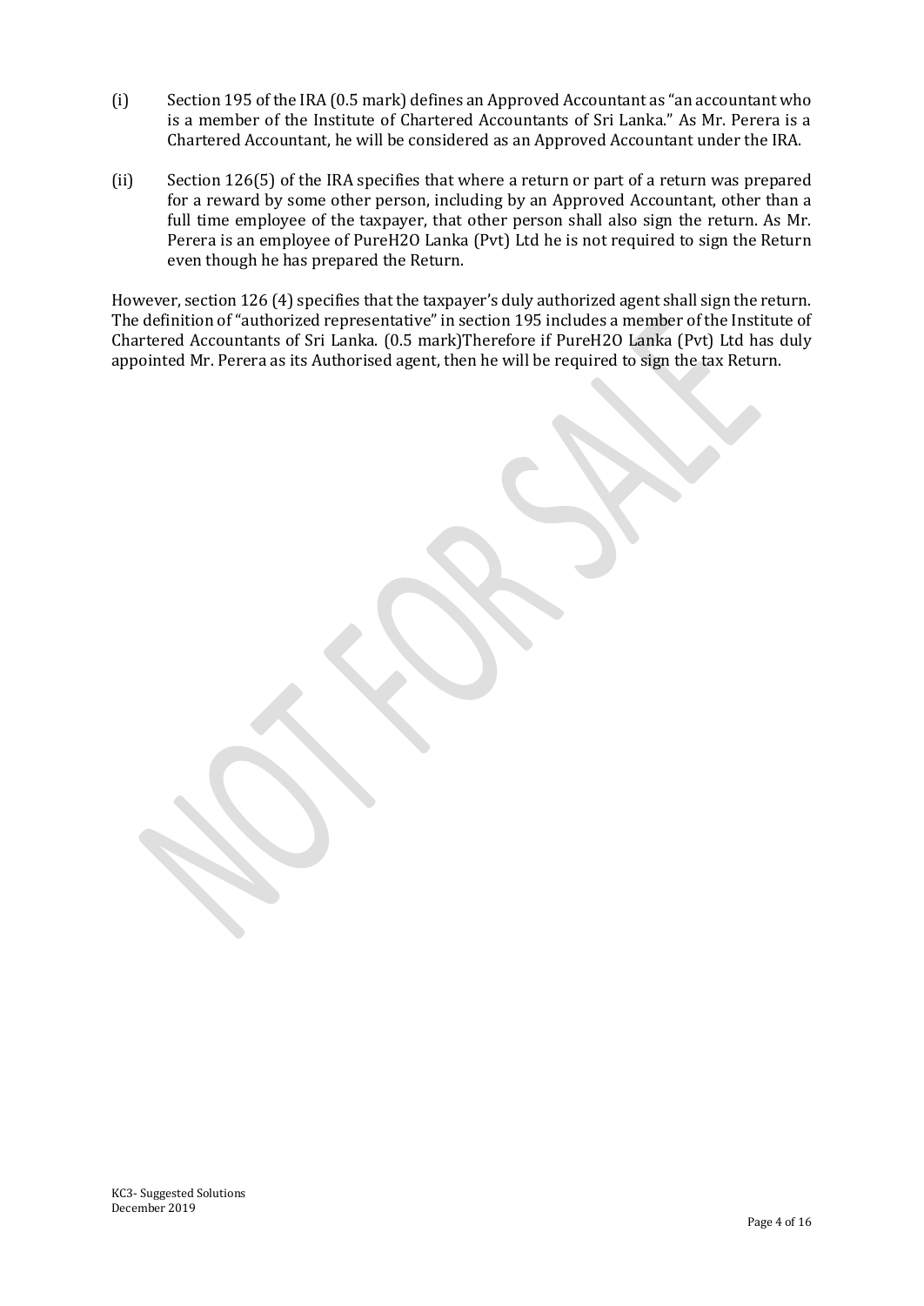(i) Section 195 of the IRA (0.5 mark) defines an Approved Accountant as "an accountant who is a member of the Institute of Chartered Accountants of Sri Lanka." As Mr. Perera is a Chartered Accountant, he will be considered as an Approved Accountant under the IRA.

(ii) Section 126(5) of the IRA specifies that where a return or part of a return was prepared for a reward by some other person, including by an Approved Accountant, other than a full time employee of the taxpayer, that other person shall also sign the return. As Mr. Perera is an employee of PureH2O Lanka (Pvt) Ltd he is not required to sign the Return even though he has prepared the Return.

However, section 126 (4) specifies that the taxpayer's duly authorized agent shall sign the return. The definition of "authorized representative" in section 195 includes a member of the Institute of Chartered Accountants of Sri Lanka. (0.5 mark)Therefore if PureH2O Lanka (Pvt) Ltd has duly appointed Mr. Perera as its Authorised agent, then he will be required to sign the tax Return.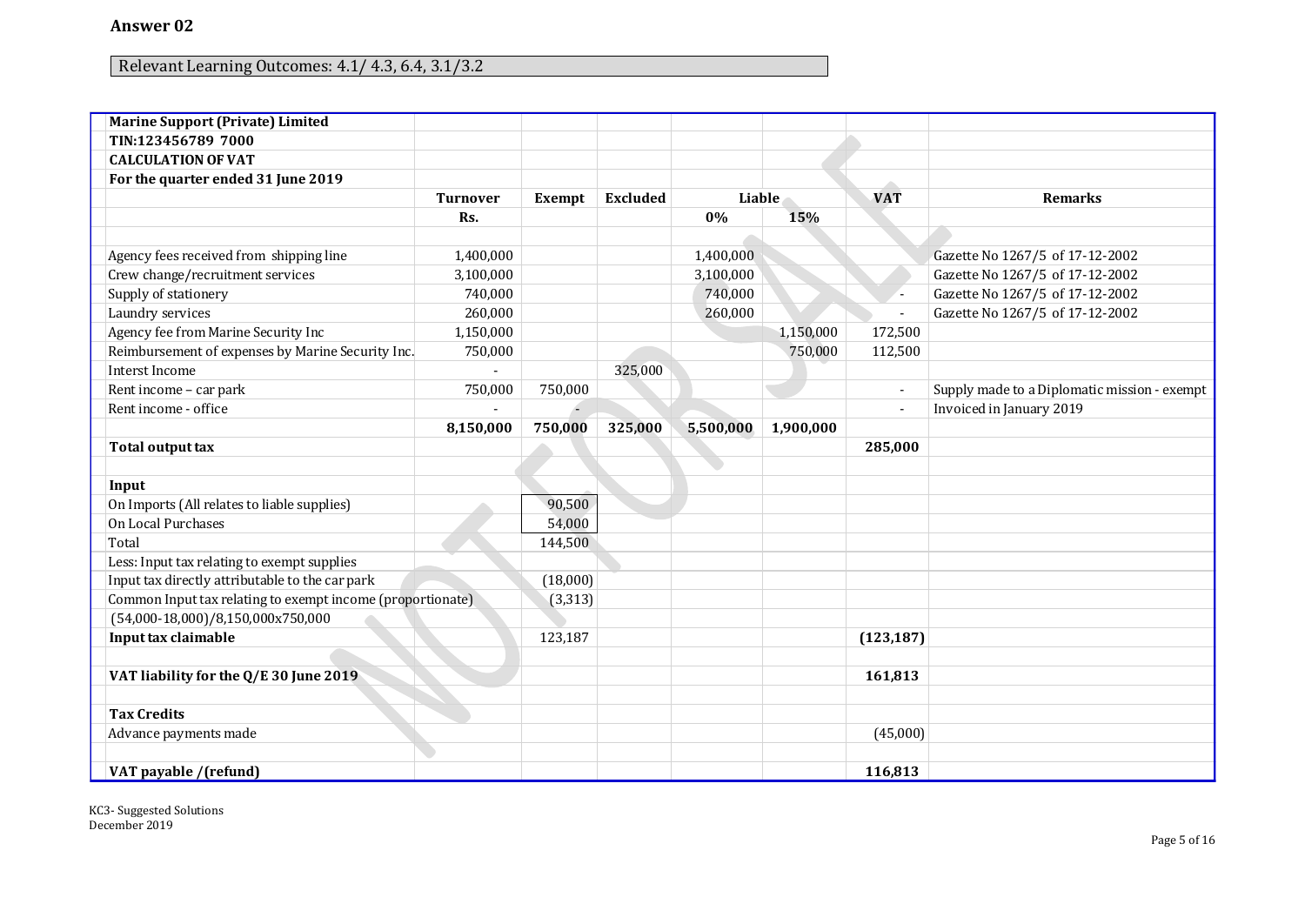## Answer 02

Relevant Learning Outcomes: 4.1/ 4.3, 6.4, 3.1/3.2

| **Marine Support (Private) Limited** | | | | | | | |
|---|---|---|---|---|---|---|---|
| **TIN:123456789 7000** | | | | | | | |
| **CALCULATION OF VAT** | | | | | | | |
| **For the quarter ended 31 June 2019** | | | | | | | |
| | **Turnover** | **Exempt** | **Excluded** | **Liable** | | **VAT** | **Remarks** |
| | **Rs.** | | | **0%** | **15%** | | |
| | | | | | | | |
| Agency fees received from shipping line | 1,400,000 | | | 1,400,000 | | | Gazette No 1267/5 of 17-12-2002 |
| Crew change/recruitment services | 3,100,000 | | | 3,100,000 | | | Gazette No 1267/5 of 17-12-2002 |
| Supply of stationery | 740,000 | | | 740,000 | | - | Gazette No 1267/5 of 17-12-2002 |
| Laundry services | 260,000 | | | 260,000 | | - | Gazette No 1267/5 of 17-12-2002 |
| Agency fee from Marine Security Inc | 1,150,000 | | | | 1,150,000 | 172,500 | |
| Reimbursement of expenses by Marine Security Inc. | 750,000 | | | | 750,000 | 112,500 | |
| Interst Income | - | | 325,000 | | | | |
| Rent income – car park | 750,000 | 750,000 | | | | - | Supply made to a Diplomatic mission - exempt |
| Rent income - office | - | - | | | | - | Invoiced in January 2019 |
| | **8,150,000** | **750,000** | **325,000** | **5,500,000** | **1,900,000** | | |
| **Total output tax** | | | | | | **285,000** | |
| | | | | | | | |
| **Input** | | | | | | | |
| On Imports (All relates to liable supplies) | | 90,500 | | | | | |
| On Local Purchases | | 54,000 | | | | | |
| Total | | 144,500 | | | | | |
| Less: Input tax relating to exempt supplies | | | | | | | |
| Input tax directly attributable to the car park | | (18,000) | | | | | |
| Common Input tax relating to exempt income (proportionate) | | (3,313) | | | | | |
| (54,000-18,000)/8,150,000x750,000 | | | | | | | |
| **Input tax claimable** | | 123,187 | | | | **(123,187)** | |
| | | | | | | | |
| **VAT liability for the Q/E 30 June 2019** | | | | | | **161,813** | |
| | | | | | | | |
| **Tax Credits** | | | | | | | |
| Advance payments made | | | | | | (45,000) | |
| | | | | | | | |
| **VAT payable /(refund)** | | | | | | **116,813** | |

KC3- Suggested Solutions
December 2019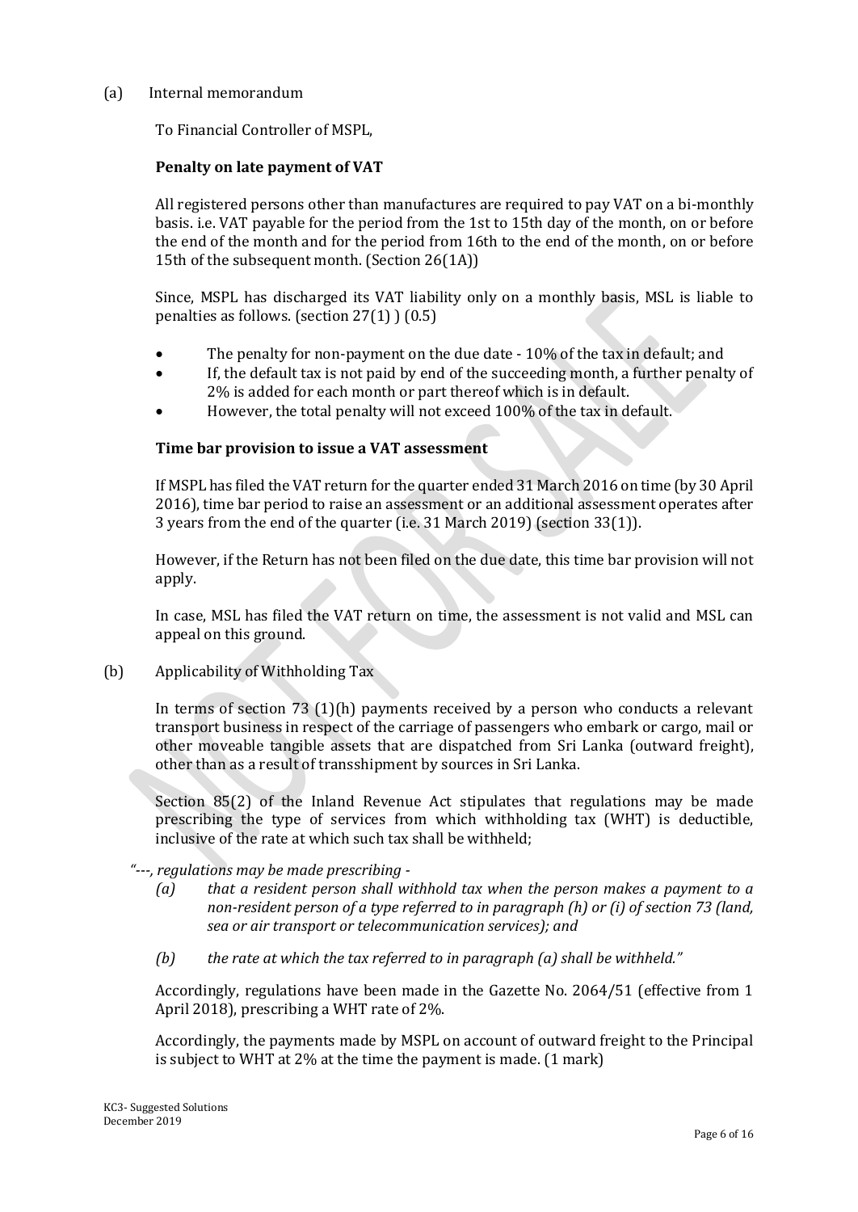(a) Internal memorandum

To Financial Controller of MSPL,

**Penalty on late payment of VAT**

All registered persons other than manufactures are required to pay VAT on a bi-monthly basis. i.e. VAT payable for the period from the 1st to 15th day of the month, on or before the end of the month and for the period from 16th to the end of the month, on or before 15th of the subsequent month. (Section 26(1A))

Since, MSPL has discharged its VAT liability only on a monthly basis, MSL is liable to penalties as follows. (section 27(1) ) (0.5)

- The penalty for non-payment on the due date - 10% of the tax in default; and
- If, the default tax is not paid by end of the succeeding month, a further penalty of 2% is added for each month or part thereof which is in default.
- However, the total penalty will not exceed 100% of the tax in default.

**Time bar provision to issue a VAT assessment**

If MSPL has filed the VAT return for the quarter ended 31 March 2016 on time (by 30 April 2016), time bar period to raise an assessment or an additional assessment operates after 3 years from the end of the quarter (i.e. 31 March 2019) (section 33(1)).

However, if the Return has not been filed on the due date, this time bar provision will not apply.

In case, MSL has filed the VAT return on time, the assessment is not valid and MSL can appeal on this ground.

(b) Applicability of Withholding Tax

In terms of section 73 (1)(h) payments received by a person who conducts a relevant transport business in respect of the carriage of passengers who embark or cargo, mail or other moveable tangible assets that are dispatched from Sri Lanka (outward freight), other than as a result of transshipment by sources in Sri Lanka.

Section 85(2) of the Inland Revenue Act stipulates that regulations may be made prescribing the type of services from which withholding tax (WHT) is deductible, inclusive of the rate at which such tax shall be withheld;

*"---, regulations may be made prescribing -*

*(a) that a resident person shall withhold tax when the person makes a payment to a non-resident person of a type referred to in paragraph (h) or (i) of section 73 (land, sea or air transport or telecommunication services); and*

*(b) the rate at which the tax referred to in paragraph (a) shall be withheld."*

Accordingly, regulations have been made in the Gazette No. 2064/51 (effective from 1 April 2018), prescribing a WHT rate of 2%.

Accordingly, the payments made by MSPL on account of outward freight to the Principal is subject to WHT at 2% at the time the payment is made. (1 mark)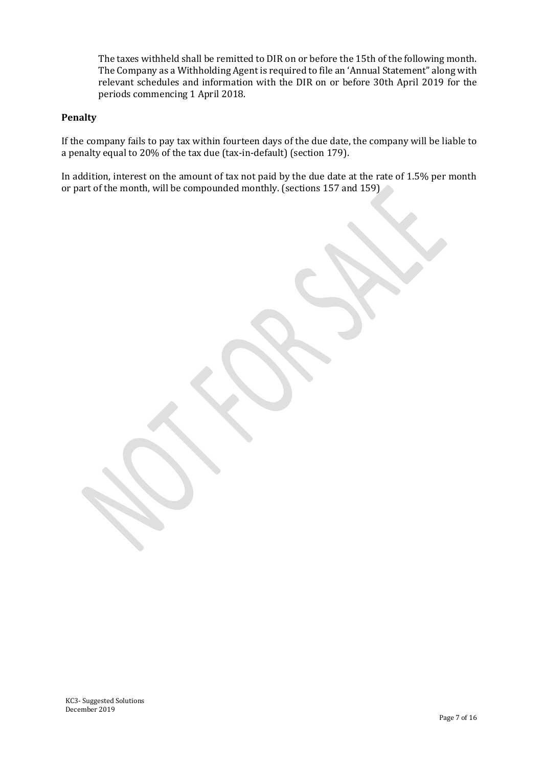The taxes withheld shall be remitted to DIR on or before the 15th of the following month. The Company as a Withholding Agent is required to file an 'Annual Statement" along with relevant schedules and information with the DIR on or before 30th April 2019 for the periods commencing 1 April 2018.

**Penalty**

If the company fails to pay tax within fourteen days of the due date, the company will be liable to a penalty equal to 20% of the tax due (tax-in-default) (section 179).

In addition, interest on the amount of tax not paid by the due date at the rate of 1.5% per month or part of the month, will be compounded monthly. (sections 157 and 159)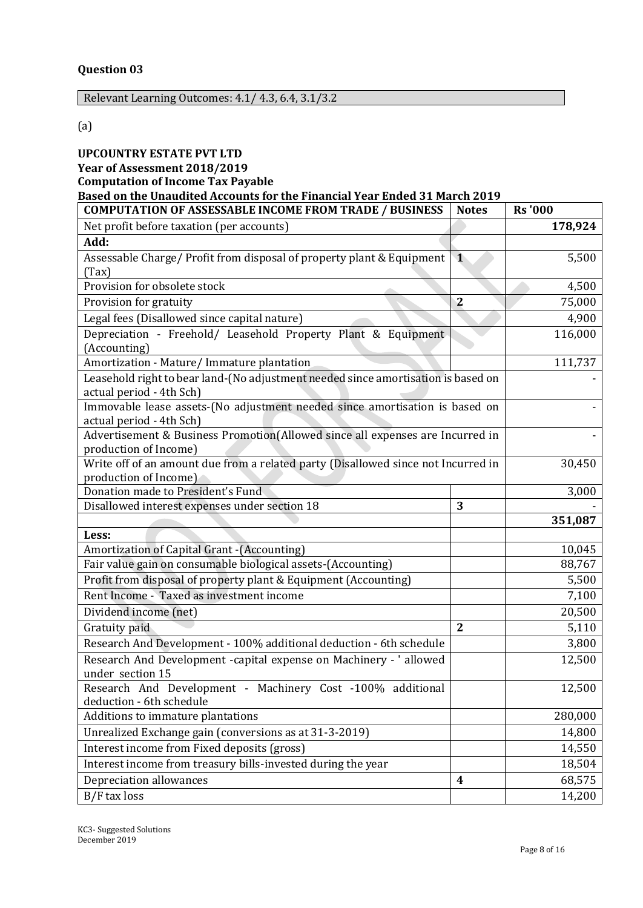**Question 03**

Relevant Learning Outcomes: 4.1/ 4.3, 6.4, 3.1/3.2

(a)

**UPCOUNTRY ESTATE PVT LTD**
**Year of Assessment 2018/2019**
**Computation of Income Tax Payable**
**Based on the Unaudited Accounts for the Financial Year Ended 31 March 2019**

| COMPUTATION OF ASSESSABLE INCOME FROM TRADE / BUSINESS | Notes | Rs '000 |
|---|---|---|
| Net profit before taxation (per accounts) | | **178,924** |
| **Add:** | | |
| Assessable Charge/ Profit from disposal of property plant & Equipment (Tax) | 1 | 5,500 |
| Provision for obsolete stock | | 4,500 |
| Provision for gratuity | 2 | 75,000 |
| Legal fees (Disallowed since capital nature) | | 4,900 |
| Depreciation - Freehold/ Leasehold Property Plant & Equipment (Accounting) | | 116,000 |
| Amortization - Mature/ Immature plantation | | 111,737 |
| Leasehold right to bear land-(No adjustment needed since amortisation is based on actual period - 4th Sch) | | - |
| Immovable lease assets-(No adjustment needed since amortisation is based on actual period - 4th Sch) | | - |
| Advertisement & Business Promotion(Allowed since all expenses are Incurred in production of Income) | | - |
| Write off of an amount due from a related party (Disallowed since not Incurred in production of Income) | | 30,450 |
| Donation made to President's Fund | | 3,000 |
| Disallowed interest expenses under section 18 | 3 | - |
| | | **351,087** |
| **Less:** | | |
| Amortization of Capital Grant -(Accounting) | | 10,045 |
| Fair value gain on consumable biological assets-(Accounting) | | 88,767 |
| Profit from disposal of property plant & Equipment (Accounting) | | 5,500 |
| Rent Income - Taxed as investment income | | 7,100 |
| Dividend income (net) | | 20,500 |
| Gratuity paid | 2 | 5,110 |
| Research And Development - 100% additional deduction - 6th schedule | | 3,800 |
| Research And Development -capital expense on Machinery - ' allowed under section 15 | | 12,500 |
| Research And Development - Machinery Cost -100% additional deduction - 6th schedule | | 12,500 |
| Additions to immature plantations | | 280,000 |
| Unrealized Exchange gain (conversions as at 31-3-2019) | | 14,800 |
| Interest income from Fixed deposits (gross) | | 14,550 |
| Interest income from treasury bills-invested during the year | | 18,504 |
| Depreciation allowances | 4 | 68,575 |
| B/F tax loss | | 14,200 |

KC3- Suggested Solutions
December 2019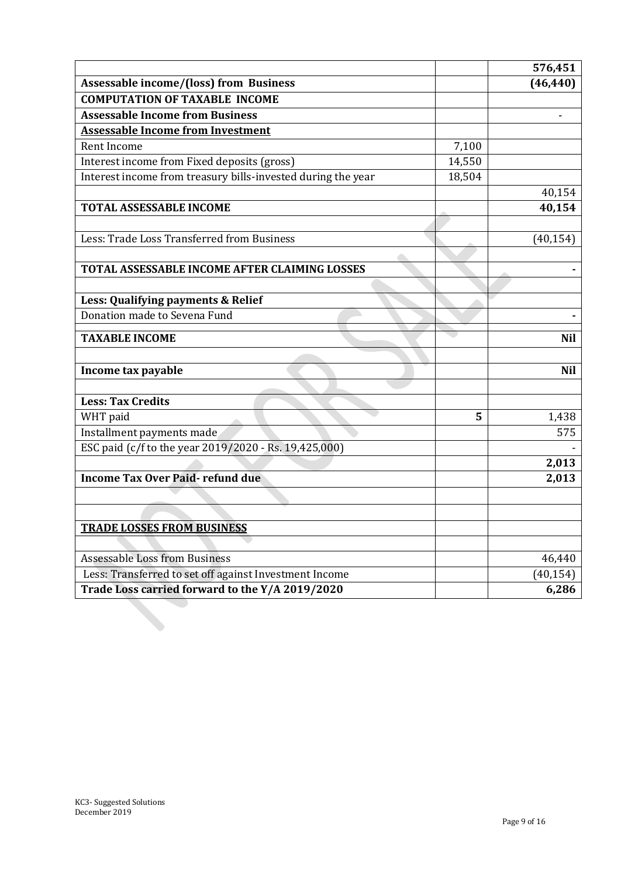| | | |
|---|---|---|
| | | **576,451** |
| **Assessable income/(loss) from Business** | | **(46,440)** |
| **COMPUTATION OF TAXABLE INCOME** | | |
| **Assessable Income from Business** | | - |
| **Assessable Income from Investment** | | |
| Rent Income | 7,100 | |
| Interest income from Fixed deposits (gross) | 14,550 | |
| Interest income from treasury bills-invested during the year | 18,504 | |
| | | 40,154 |
| **TOTAL ASSESSABLE INCOME** | | **40,154** |
| | | |
| Less: Trade Loss Transferred from Business | | (40,154) |
| | | |
| **TOTAL ASSESSABLE INCOME AFTER CLAIMING LOSSES** | | **-** |
| | | |
| **Less: Qualifying payments & Relief** | | |
| Donation made to Sevena Fund | | **-** |
| **TAXABLE INCOME** | | **Nil** |
| | | |
| **Income tax payable** | | **Nil** |
| | | |
| **Less: Tax Credits** | | |
| WHT paid | **5** | 1,438 |
| Installment payments made | | 575 |
| ESC paid (c/f to the year 2019/2020 - Rs. 19,425,000) | | - |
| | | **2,013** |
| **Income Tax Over Paid- refund due** | | **2,013** |
| | | |
| | | |
| **TRADE LOSSES FROM BUSINESS** | | |
| | | |
| Assessable Loss from Business | | 46,440 |
| Less: Transferred to set off against Investment Income | | (40,154) |
| **Trade Loss carried forward to the Y/A 2019/2020** | | **6,286** |

KC3- Suggested Solutions
December 2019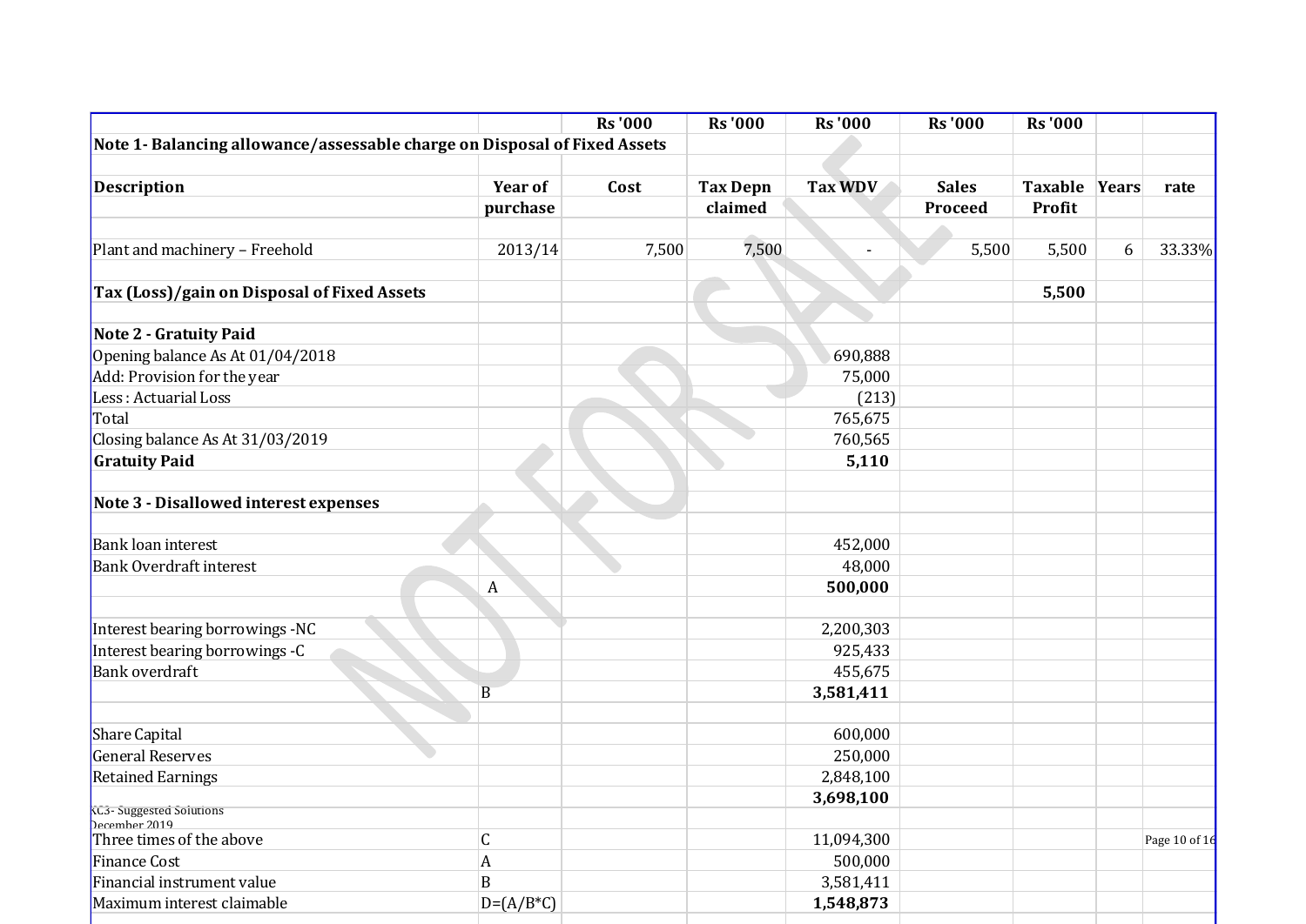| | | Rs '000 | Rs '000 | Rs '000 | Rs '000 | Rs '000 | | |
|---|---|---|---|---|---|---|---|---|
| **Note 1- Balancing allowance/assessable charge on Disposal of Fixed Assets** | | | | | | | | |
| | | | | | | | | |
| **Description** | **Year of purchase** | **Cost** | **Tax Depn claimed** | **Tax WDV** | **Sales Proceed** | **Taxable Profit** | **Years** | **rate** |
| | | | | | | | | |
| Plant and machinery – Freehold | 2013/14 | 7,500 | 7,500 | - | 5,500 | 5,500 | 6 | 33.33% |
| | | | | | | | | |
| **Tax (Loss)/gain on Disposal of Fixed Assets** | | | | | | **5,500** | | |
| | | | | | | | | |
| **Note 2 - Gratuity Paid** | | | | | | | | |
| Opening balance As At 01/04/2018 | | | | 690,888 | | | | |
| Add: Provision for the year | | | | 75,000 | | | | |
| Less : Actuarial Loss | | | | (213) | | | | |
| Total | | | | 765,675 | | | | |
| Closing balance As At 31/03/2019 | | | | 760,565 | | | | |
| **Gratuity Paid** | | | | **5,110** | | | | |
| | | | | | | | | |
| **Note 3 - Disallowed interest expenses** | | | | | | | | |
| | | | | | | | | |
| Bank loan interest | | | | 452,000 | | | | |
| Bank Overdraft interest | | | | 48,000 | | | | |
| | A | | | **500,000** | | | | |
| | | | | | | | | |
| Interest bearing borrowings -NC | | | | 2,200,303 | | | | |
| Interest bearing borrowings -C | | | | 925,433 | | | | |
| Bank overdraft | | | | 455,675 | | | | |
| | B | | | **3,581,411** | | | | |
| | | | | | | | | |
| Share Capital | | | | 600,000 | | | | |
| General Reserves | | | | 250,000 | | | | |
| Retained Earnings | | | | 2,848,100 | | | | |
| | | | | **3,698,100** | | | | |
| Three times of the above | C | | | 11,094,300 | | | | |
| Finance Cost | A | | | 500,000 | | | | |
| Financial instrument value | B | | | 3,581,411 | | | | |
| Maximum interest claimable | D=(A/B*C) | | | **1,548,873** | | | | |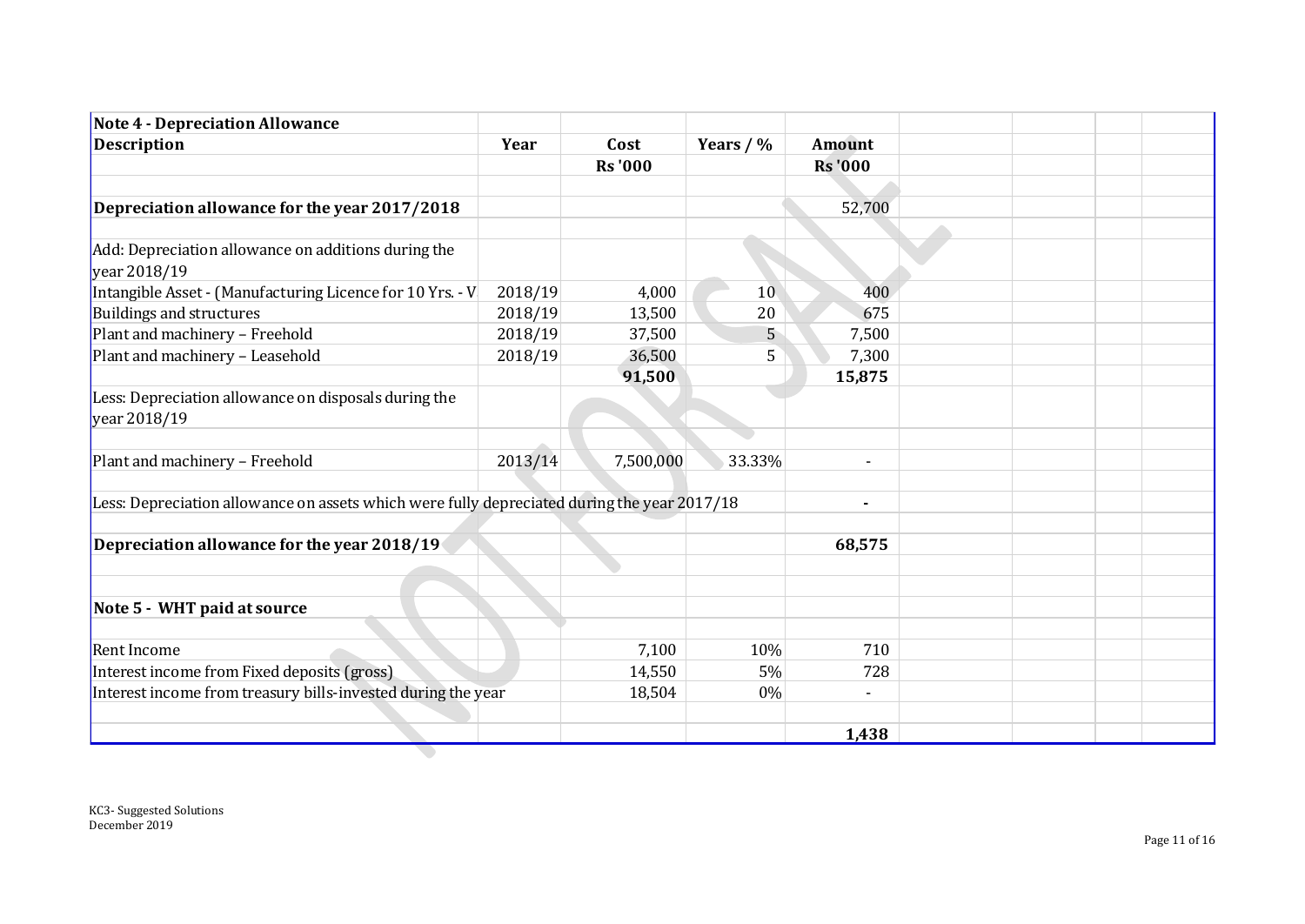| **Note 4 - Depreciation Allowance** | | | | |
|---|---|---|---|---|
| **Description** | **Year** | **Cost** | **Years / %** | **Amount** |
| | | **Rs '000** | | **Rs '000** |
| | | | | |
| **Depreciation allowance for the year 2017/2018** | | | | 52,700 |
| | | | | |
| Add: Depreciation allowance on additions during the year 2018/19 | | | | |
| Intangible Asset - (Manufacturing Licence for 10 Yrs. - V | 2018/19 | 4,000 | 10 | 400 |
| Buildings and structures | 2018/19 | 13,500 | 20 | 675 |
| Plant and machinery – Freehold | 2018/19 | 37,500 | 5 | 7,500 |
| Plant and machinery – Leasehold | 2018/19 | 36,500 | 5 | 7,300 |
| | | **91,500** | | **15,875** |
| Less: Depreciation allowance on disposals during the year 2018/19 | | | | |
| | | | | |
| Plant and machinery – Freehold | 2013/14 | 7,500,000 | 33.33% | - |
| | | | | |
| Less: Depreciation allowance on assets which were fully depreciated during the year 2017/18 | | | | **-** |
| | | | | |
| **Depreciation allowance for the year 2018/19** | | | | **68,575** |

| **Note 5 - WHT paid at source** | | | |
|---|---|---|---|
| | | | |
| Rent Income | 7,100 | 10% | 710 |
| Interest income from Fixed deposits (gross) | 14,550 | 5% | 728 |
| Interest income from treasury bills-invested during the year | 18,504 | 0% | - |
| | | | |
| | | | **1,438** |

KC3- Suggested Solutions
December 2019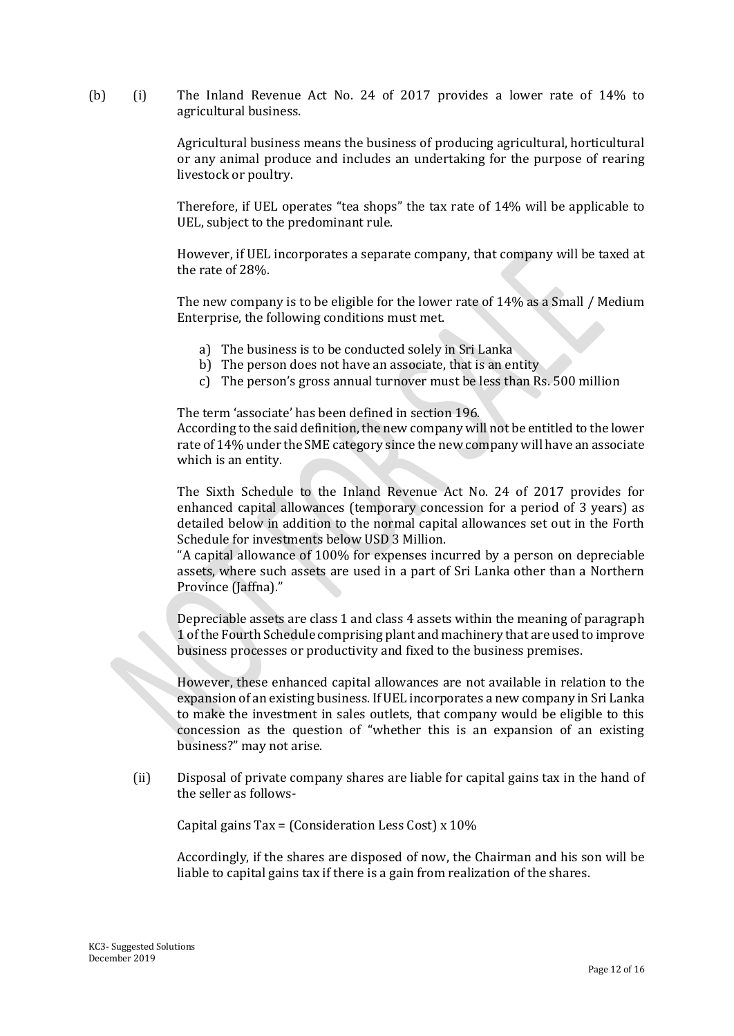(b) (i) The Inland Revenue Act No. 24 of 2017 provides a lower rate of 14% to agricultural business.

Agricultural business means the business of producing agricultural, horticultural or any animal produce and includes an undertaking for the purpose of rearing livestock or poultry.

Therefore, if UEL operates "tea shops" the tax rate of 14% will be applicable to UEL, subject to the predominant rule.

However, if UEL incorporates a separate company, that company will be taxed at the rate of 28%.

The new company is to be eligible for the lower rate of 14% as a Small / Medium Enterprise, the following conditions must met.

a) The business is to be conducted solely in Sri Lanka
b) The person does not have an associate, that is an entity
c) The person's gross annual turnover must be less than Rs. 500 million

The term 'associate' has been defined in section 196.
According to the said definition, the new company will not be entitled to the lower rate of 14% under the SME category since the new company will have an associate which is an entity.

The Sixth Schedule to the Inland Revenue Act No. 24 of 2017 provides for enhanced capital allowances (temporary concession for a period of 3 years) as detailed below in addition to the normal capital allowances set out in the Forth Schedule for investments below USD 3 Million.
"A capital allowance of 100% for expenses incurred by a person on depreciable assets, where such assets are used in a part of Sri Lanka other than a Northern Province (Jaffna)."

Depreciable assets are class 1 and class 4 assets within the meaning of paragraph 1 of the Fourth Schedule comprising plant and machinery that are used to improve business processes or productivity and fixed to the business premises.

However, these enhanced capital allowances are not available in relation to the expansion of an existing business. If UEL incorporates a new company in Sri Lanka to make the investment in sales outlets, that company would be eligible to this concession as the question of "whether this is an expansion of an existing business?" may not arise.

(ii) Disposal of private company shares are liable for capital gains tax in the hand of the seller as follows-

Capital gains Tax = (Consideration Less Cost) x 10%

Accordingly, if the shares are disposed of now, the Chairman and his son will be liable to capital gains tax if there is a gain from realization of the shares.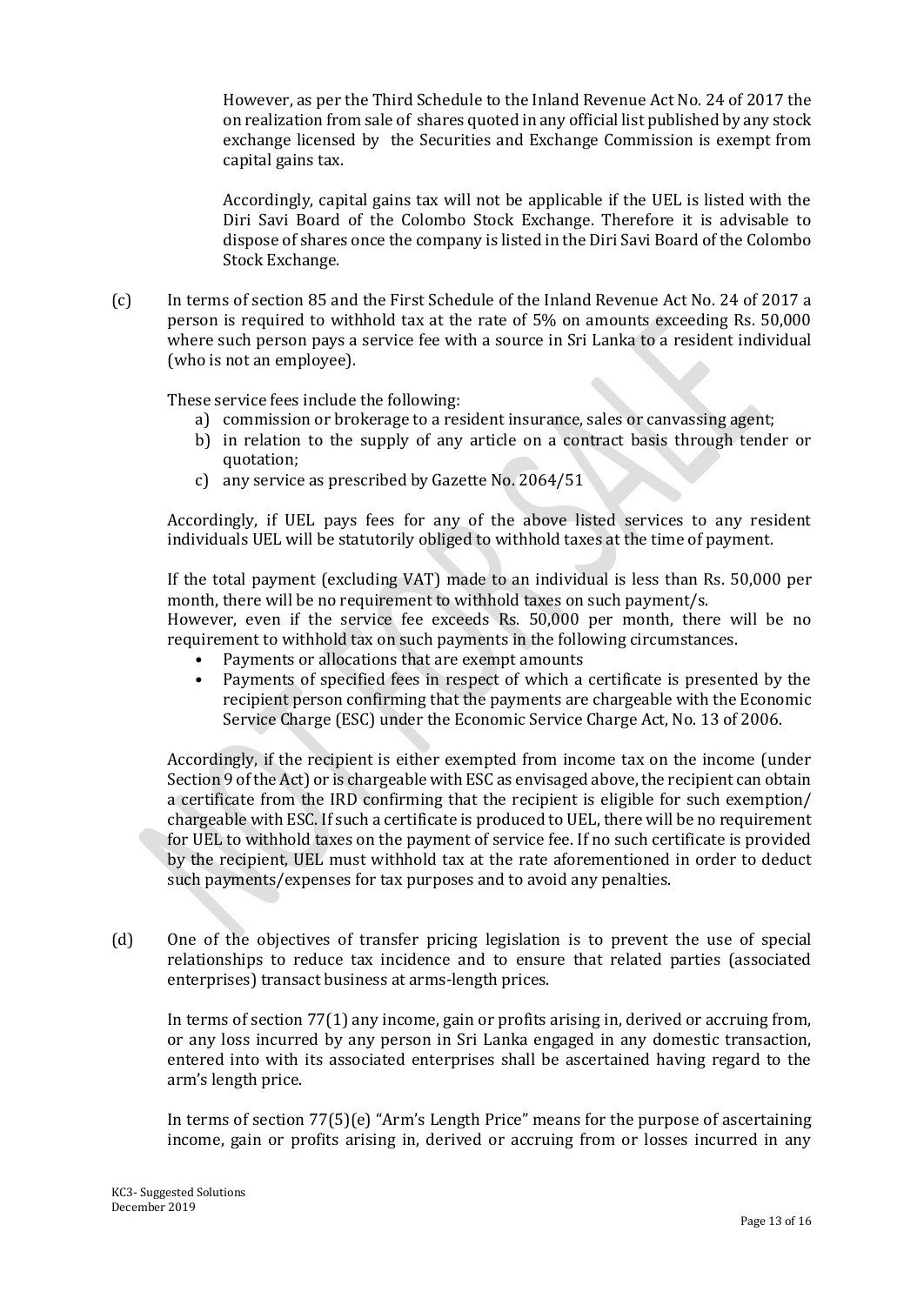However, as per the Third Schedule to the Inland Revenue Act No. 24 of 2017 the on realization from sale of shares quoted in any official list published by any stock exchange licensed by the Securities and Exchange Commission is exempt from capital gains tax.

Accordingly, capital gains tax will not be applicable if the UEL is listed with the Diri Savi Board of the Colombo Stock Exchange. Therefore it is advisable to dispose of shares once the company is listed in the Diri Savi Board of the Colombo Stock Exchange.

(c) In terms of section 85 and the First Schedule of the Inland Revenue Act No. 24 of 2017 a person is required to withhold tax at the rate of 5% on amounts exceeding Rs. 50,000 where such person pays a service fee with a source in Sri Lanka to a resident individual (who is not an employee).

These service fees include the following:

a) commission or brokerage to a resident insurance, sales or canvassing agent;
b) in relation to the supply of any article on a contract basis through tender or quotation;
c) any service as prescribed by Gazette No. 2064/51

Accordingly, if UEL pays fees for any of the above listed services to any resident individuals UEL will be statutorily obliged to withhold taxes at the time of payment.

If the total payment (excluding VAT) made to an individual is less than Rs. 50,000 per month, there will be no requirement to withhold taxes on such payment/s.
However, even if the service fee exceeds Rs. 50,000 per month, there will be no requirement to withhold tax on such payments in the following circumstances.

- Payments or allocations that are exempt amounts
- Payments of specified fees in respect of which a certificate is presented by the recipient person confirming that the payments are chargeable with the Economic Service Charge (ESC) under the Economic Service Charge Act, No. 13 of 2006.

Accordingly, if the recipient is either exempted from income tax on the income (under Section 9 of the Act) or is chargeable with ESC as envisaged above, the recipient can obtain a certificate from the IRD confirming that the recipient is eligible for such exemption/ chargeable with ESC. If such a certificate is produced to UEL, there will be no requirement for UEL to withhold taxes on the payment of service fee. If no such certificate is provided by the recipient, UEL must withhold tax at the rate aforementioned in order to deduct such payments/expenses for tax purposes and to avoid any penalties.

(d) One of the objectives of transfer pricing legislation is to prevent the use of special relationships to reduce tax incidence and to ensure that related parties (associated enterprises) transact business at arms-length prices.

In terms of section 77(1) any income, gain or profits arising in, derived or accruing from, or any loss incurred by any person in Sri Lanka engaged in any domestic transaction, entered into with its associated enterprises shall be ascertained having regard to the arm's length price.

In terms of section 77(5)(e) "Arm's Length Price" means for the purpose of ascertaining income, gain or profits arising in, derived or accruing from or losses incurred in any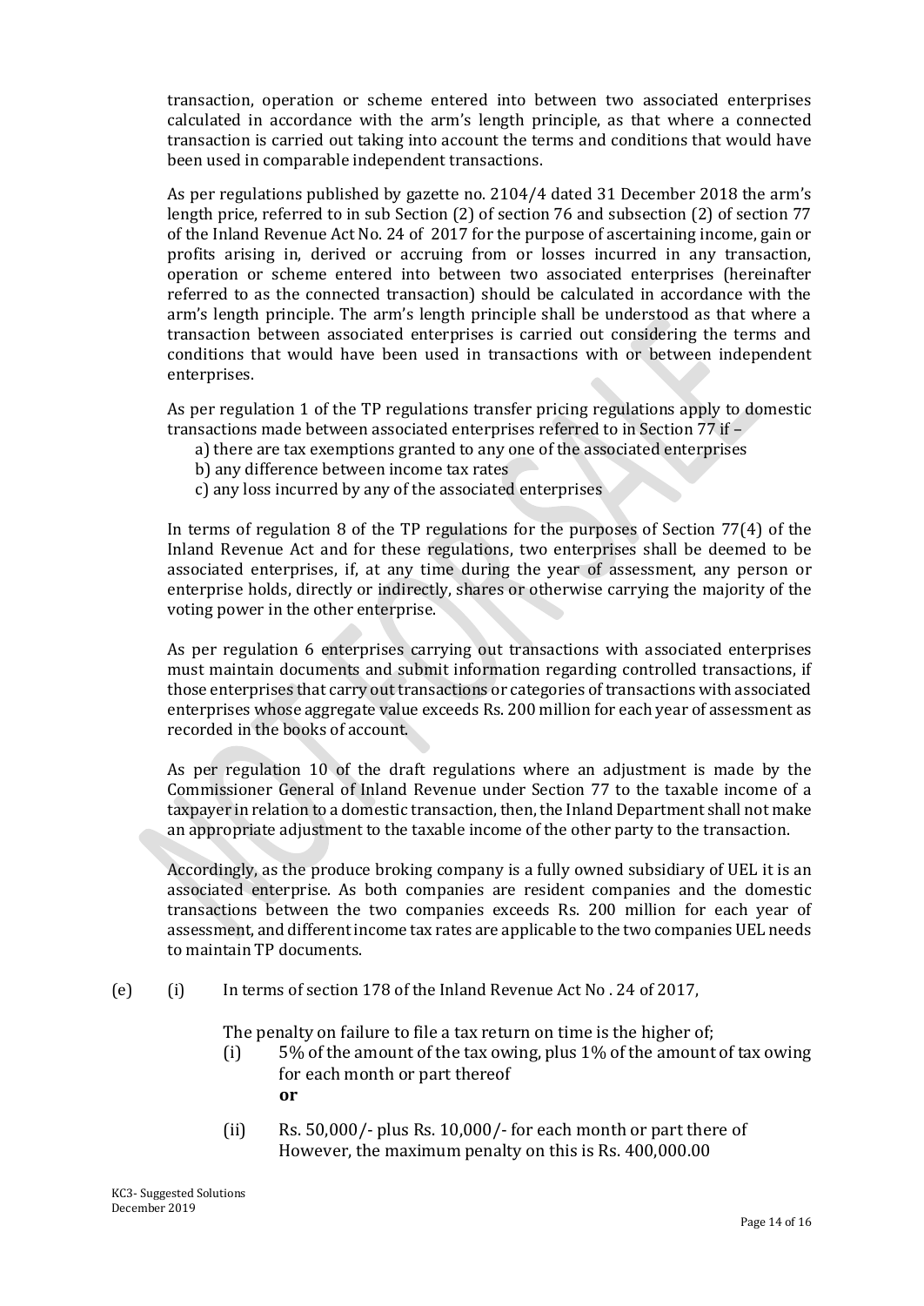transaction, operation or scheme entered into between two associated enterprises calculated in accordance with the arm's length principle, as that where a connected transaction is carried out taking into account the terms and conditions that would have been used in comparable independent transactions.

As per regulations published by gazette no. 2104/4 dated 31 December 2018 the arm's length price, referred to in sub Section (2) of section 76 and subsection (2) of section 77 of the Inland Revenue Act No. 24 of 2017 for the purpose of ascertaining income, gain or profits arising in, derived or accruing from or losses incurred in any transaction, operation or scheme entered into between two associated enterprises (hereinafter referred to as the connected transaction) should be calculated in accordance with the arm's length principle. The arm's length principle shall be understood as that where a transaction between associated enterprises is carried out considering the terms and conditions that would have been used in transactions with or between independent enterprises.

As per regulation 1 of the TP regulations transfer pricing regulations apply to domestic transactions made between associated enterprises referred to in Section 77 if –

a) there are tax exemptions granted to any one of the associated enterprises
b) any difference between income tax rates
c) any loss incurred by any of the associated enterprises

In terms of regulation 8 of the TP regulations for the purposes of Section 77(4) of the Inland Revenue Act and for these regulations, two enterprises shall be deemed to be associated enterprises, if, at any time during the year of assessment, any person or enterprise holds, directly or indirectly, shares or otherwise carrying the majority of the voting power in the other enterprise.

As per regulation 6 enterprises carrying out transactions with associated enterprises must maintain documents and submit information regarding controlled transactions, if those enterprises that carry out transactions or categories of transactions with associated enterprises whose aggregate value exceeds Rs. 200 million for each year of assessment as recorded in the books of account.

As per regulation 10 of the draft regulations where an adjustment is made by the Commissioner General of Inland Revenue under Section 77 to the taxable income of a taxpayer in relation to a domestic transaction, then, the Inland Department shall not make an appropriate adjustment to the taxable income of the other party to the transaction.

Accordingly, as the produce broking company is a fully owned subsidiary of UEL it is an associated enterprise. As both companies are resident companies and the domestic transactions between the two companies exceeds Rs. 200 million for each year of assessment, and different income tax rates are applicable to the two companies UEL needs to maintain TP documents.

(e) (i) In terms of section 178 of the Inland Revenue Act No . 24 of 2017,

The penalty on failure to file a tax return on time is the higher of;

(i) 5% of the amount of the tax owing, plus 1% of the amount of tax owing for each month or part thereof
**or**

(ii) Rs. 50,000/- plus Rs. 10,000/- for each month or part there of
However, the maximum penalty on this is Rs. 400,000.00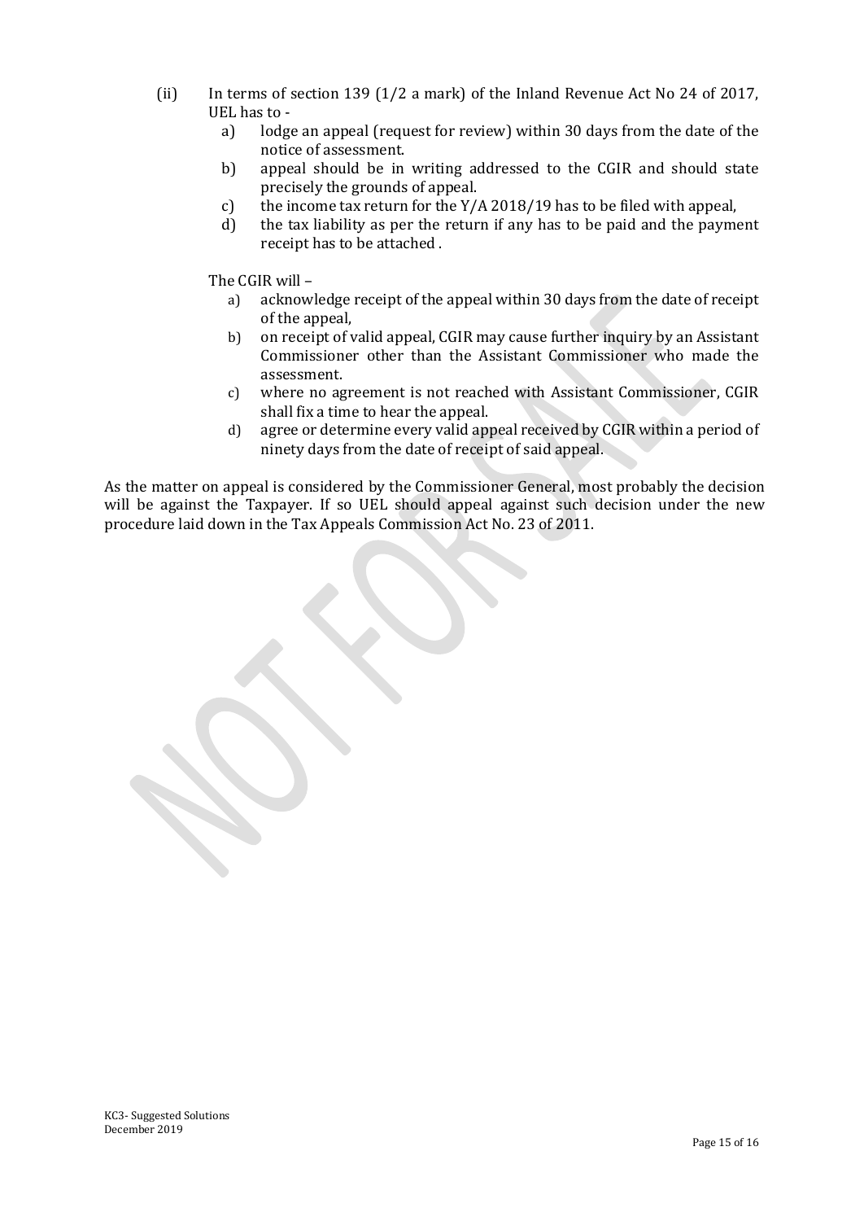(ii) In terms of section 139 (1/2 a mark) of the Inland Revenue Act No 24 of 2017, UEL has to -

a) lodge an appeal (request for review) within 30 days from the date of the notice of assessment.
b) appeal should be in writing addressed to the CGIR and should state precisely the grounds of appeal.
c) the income tax return for the Y/A 2018/19 has to be filed with appeal,
d) the tax liability as per the return if any has to be paid and the payment receipt has to be attached .

The CGIR will –

a) acknowledge receipt of the appeal within 30 days from the date of receipt of the appeal,
b) on receipt of valid appeal, CGIR may cause further inquiry by an Assistant Commissioner other than the Assistant Commissioner who made the assessment.
c) where no agreement is not reached with Assistant Commissioner, CGIR shall fix a time to hear the appeal.
d) agree or determine every valid appeal received by CGIR within a period of ninety days from the date of receipt of said appeal.

As the matter on appeal is considered by the Commissioner General, most probably the decision will be against the Taxpayer. If so UEL should appeal against such decision under the new procedure laid down in the Tax Appeals Commission Act No. 23 of 2011.

KC3- Suggested Solutions
December 2019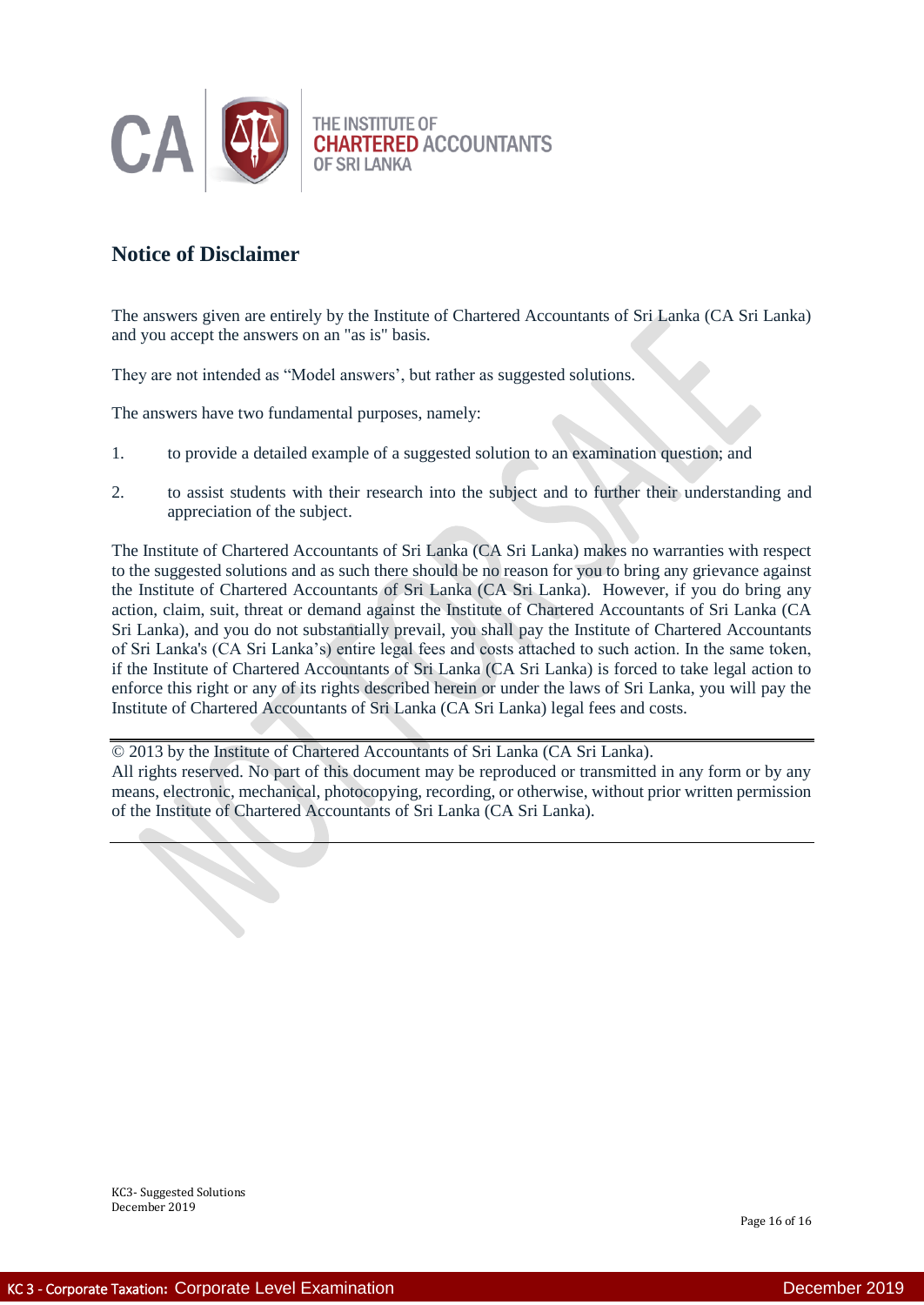## Notice of Disclaimer

The answers given are entirely by the Institute of Chartered Accountants of Sri Lanka (CA Sri Lanka) and you accept the answers on an "as is" basis.

They are not intended as "Model answers', but rather as suggested solutions.

The answers have two fundamental purposes, namely:

1. to provide a detailed example of a suggested solution to an examination question; and

2. to assist students with their research into the subject and to further their understanding and appreciation of the subject.

The Institute of Chartered Accountants of Sri Lanka (CA Sri Lanka) makes no warranties with respect to the suggested solutions and as such there should be no reason for you to bring any grievance against the Institute of Chartered Accountants of Sri Lanka (CA Sri Lanka). However, if you do bring any action, claim, suit, threat or demand against the Institute of Chartered Accountants of Sri Lanka (CA Sri Lanka), and you do not substantially prevail, you shall pay the Institute of Chartered Accountants of Sri Lanka's (CA Sri Lanka's) entire legal fees and costs attached to such action. In the same token, if the Institute of Chartered Accountants of Sri Lanka (CA Sri Lanka) is forced to take legal action to enforce this right or any of its rights described herein or under the laws of Sri Lanka, you will pay the Institute of Chartered Accountants of Sri Lanka (CA Sri Lanka) legal fees and costs.

---

© 2013 by the Institute of Chartered Accountants of Sri Lanka (CA Sri Lanka).
All rights reserved. No part of this document may be reproduced or transmitted in any form or by any means, electronic, mechanical, photocopying, recording, or otherwise, without prior written permission of the Institute of Chartered Accountants of Sri Lanka (CA Sri Lanka).

---